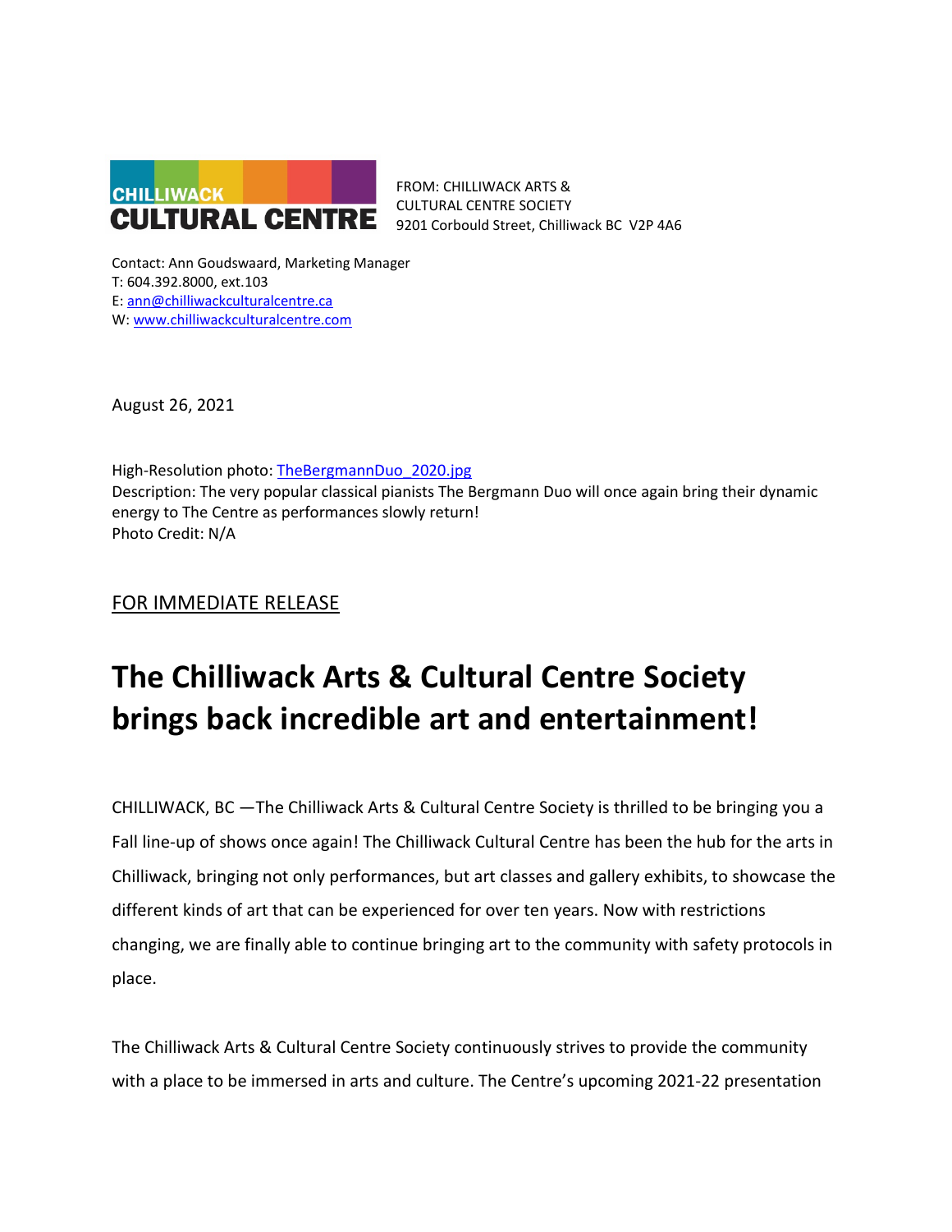CHILLIWACK CULTURAL CENTRE

FROM: CHILLIWACK ARTS & CULTURAL CENTRE SOCIETY
9201 Corbould Street, Chilliwack BC V2P 4A6

Contact: Ann Goudswaard, Marketing Manager
T: 604.392.8000, ext.103
E: ann@chilliwackculturalcentre.ca
W: www.chilliwackculturalcentre.com

August 26, 2021

High-Resolution photo: TheBergmannDuo_2020.jpg
Description: The very popular classical pianists The Bergmann Duo will once again bring their dynamic energy to The Centre as performances slowly return!
Photo Credit: N/A

FOR IMMEDIATE RELEASE

# The Chilliwack Arts & Cultural Centre Society brings back incredible art and entertainment!

CHILLIWACK, BC —The Chilliwack Arts & Cultural Centre Society is thrilled to be bringing you a Fall line-up of shows once again! The Chilliwack Cultural Centre has been the hub for the arts in Chilliwack, bringing not only performances, but art classes and gallery exhibits, to showcase the different kinds of art that can be experienced for over ten years. Now with restrictions changing, we are finally able to continue bringing art to the community with safety protocols in place.

The Chilliwack Arts & Cultural Centre Society continuously strives to provide the community with a place to be immersed in arts and culture. The Centre's upcoming 2021-22 presentation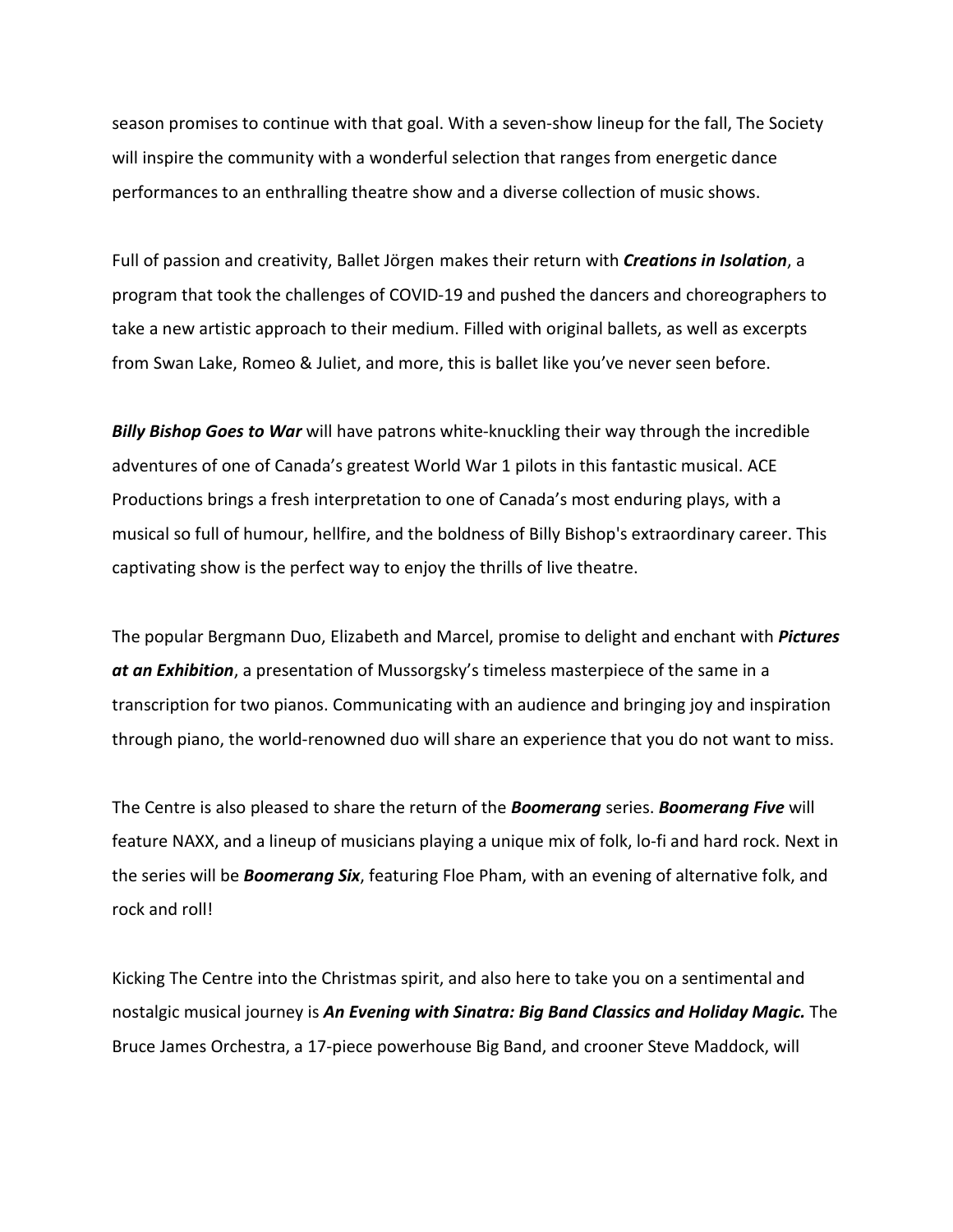season promises to continue with that goal. With a seven-show lineup for the fall, The Society will inspire the community with a wonderful selection that ranges from energetic dance performances to an enthralling theatre show and a diverse collection of music shows.

Full of passion and creativity, Ballet Jörgen makes their return with ***Creations in Isolation***, a program that took the challenges of COVID-19 and pushed the dancers and choreographers to take a new artistic approach to their medium. Filled with original ballets, as well as excerpts from Swan Lake, Romeo & Juliet, and more, this is ballet like you've never seen before.

***Billy Bishop Goes to War*** will have patrons white-knuckling their way through the incredible adventures of one of Canada's greatest World War 1 pilots in this fantastic musical. ACE Productions brings a fresh interpretation to one of Canada's most enduring plays, with a musical so full of humour, hellfire, and the boldness of Billy Bishop's extraordinary career. This captivating show is the perfect way to enjoy the thrills of live theatre.

The popular Bergmann Duo, Elizabeth and Marcel, promise to delight and enchant with ***Pictures at an Exhibition***, a presentation of Mussorgsky's timeless masterpiece of the same in a transcription for two pianos. Communicating with an audience and bringing joy and inspiration through piano, the world-renowned duo will share an experience that you do not want to miss.

The Centre is also pleased to share the return of the ***Boomerang*** series. ***Boomerang Five*** will feature NAXX, and a lineup of musicians playing a unique mix of folk, lo-fi and hard rock. Next in the series will be ***Boomerang Six***, featuring Floe Pham, with an evening of alternative folk, and rock and roll!

Kicking The Centre into the Christmas spirit, and also here to take you on a sentimental and nostalgic musical journey is ***An Evening with Sinatra: Big Band Classics and Holiday Magic.*** The Bruce James Orchestra, a 17-piece powerhouse Big Band, and crooner Steve Maddock, will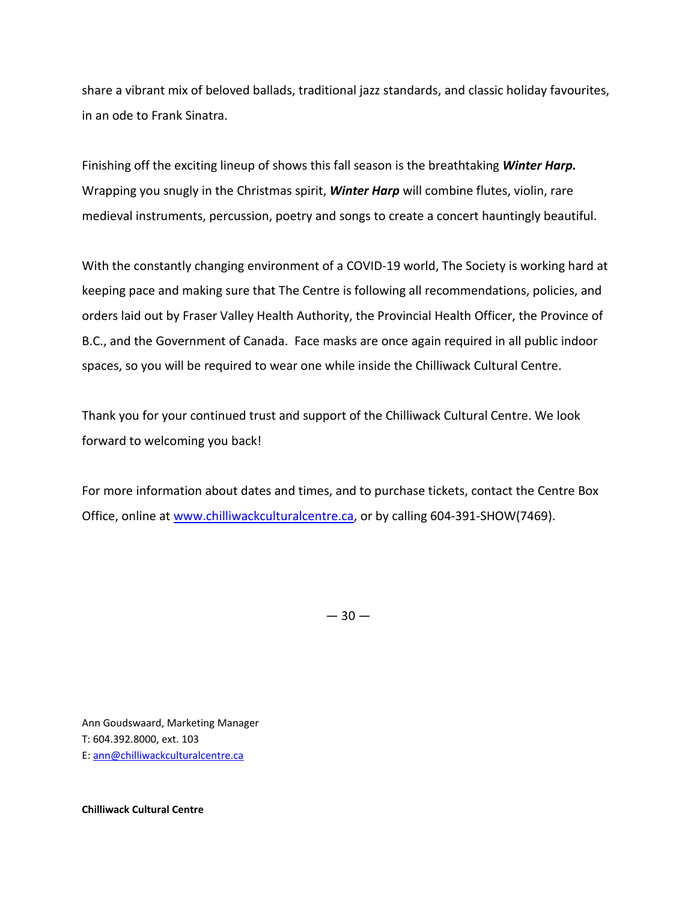share a vibrant mix of beloved ballads, traditional jazz standards, and classic holiday favourites, in an ode to Frank Sinatra.

Finishing off the exciting lineup of shows this fall season is the breathtaking ***Winter Harp.*** Wrapping you snugly in the Christmas spirit, ***Winter Harp*** will combine flutes, violin, rare medieval instruments, percussion, poetry and songs to create a concert hauntingly beautiful.

With the constantly changing environment of a COVID-19 world, The Society is working hard at keeping pace and making sure that The Centre is following all recommendations, policies, and orders laid out by Fraser Valley Health Authority, the Provincial Health Officer, the Province of B.C., and the Government of Canada. Face masks are once again required in all public indoor spaces, so you will be required to wear one while inside the Chilliwack Cultural Centre.

Thank you for your continued trust and support of the Chilliwack Cultural Centre. We look forward to welcoming you back!

For more information about dates and times, and to purchase tickets, contact the Centre Box Office, online at [www.chilliwackculturalcentre.ca](www.chilliwackculturalcentre.ca), or by calling 604-391-SHOW(7469).

— 30 —

Ann Goudswaard, Marketing Manager
T: 604.392.8000, ext. 103
E: [ann@chilliwackculturalcentre.ca](mailto:ann@chilliwackculturalcentre.ca)

**Chilliwack Cultural Centre**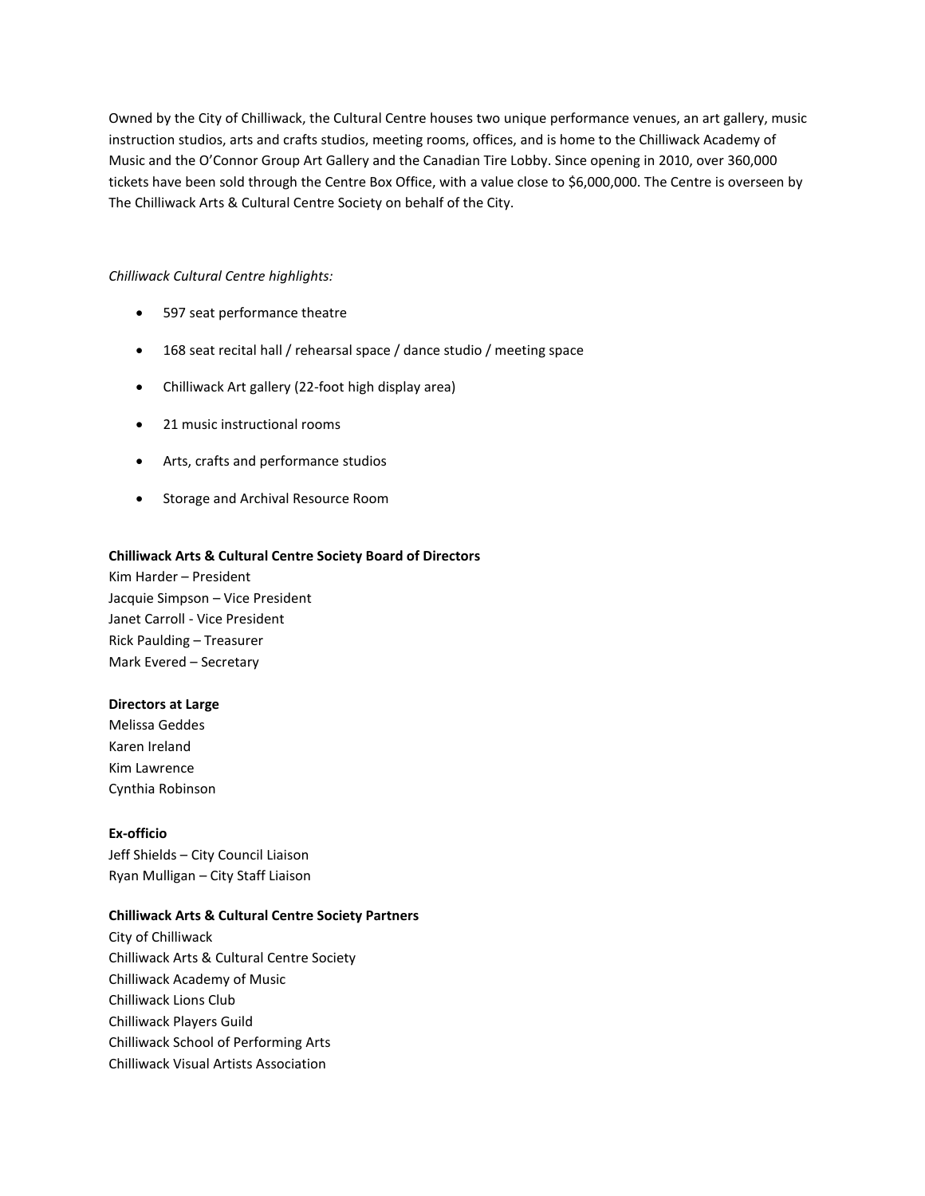Owned by the City of Chilliwack, the Cultural Centre houses two unique performance venues, an art gallery, music instruction studios, arts and crafts studios, meeting rooms, offices, and is home to the Chilliwack Academy of Music and the O'Connor Group Art Gallery and the Canadian Tire Lobby. Since opening in 2010, over 360,000 tickets have been sold through the Centre Box Office, with a value close to $6,000,000. The Centre is overseen by The Chilliwack Arts & Cultural Centre Society on behalf of the City.

*Chilliwack Cultural Centre highlights:*

- 597 seat performance theatre
- 168 seat recital hall / rehearsal space / dance studio / meeting space
- Chilliwack Art gallery (22-foot high display area)
- 21 music instructional rooms
- Arts, crafts and performance studios
- Storage and Archival Resource Room

**Chilliwack Arts & Cultural Centre Society Board of Directors**

Kim Harder – President
Jacquie Simpson – Vice President
Janet Carroll - Vice President
Rick Paulding – Treasurer
Mark Evered – Secretary

**Directors at Large**

Melissa Geddes
Karen Ireland
Kim Lawrence
Cynthia Robinson

**Ex-officio**

Jeff Shields – City Council Liaison
Ryan Mulligan – City Staff Liaison

**Chilliwack Arts & Cultural Centre Society Partners**

City of Chilliwack
Chilliwack Arts & Cultural Centre Society
Chilliwack Academy of Music
Chilliwack Lions Club
Chilliwack Players Guild
Chilliwack School of Performing Arts
Chilliwack Visual Artists Association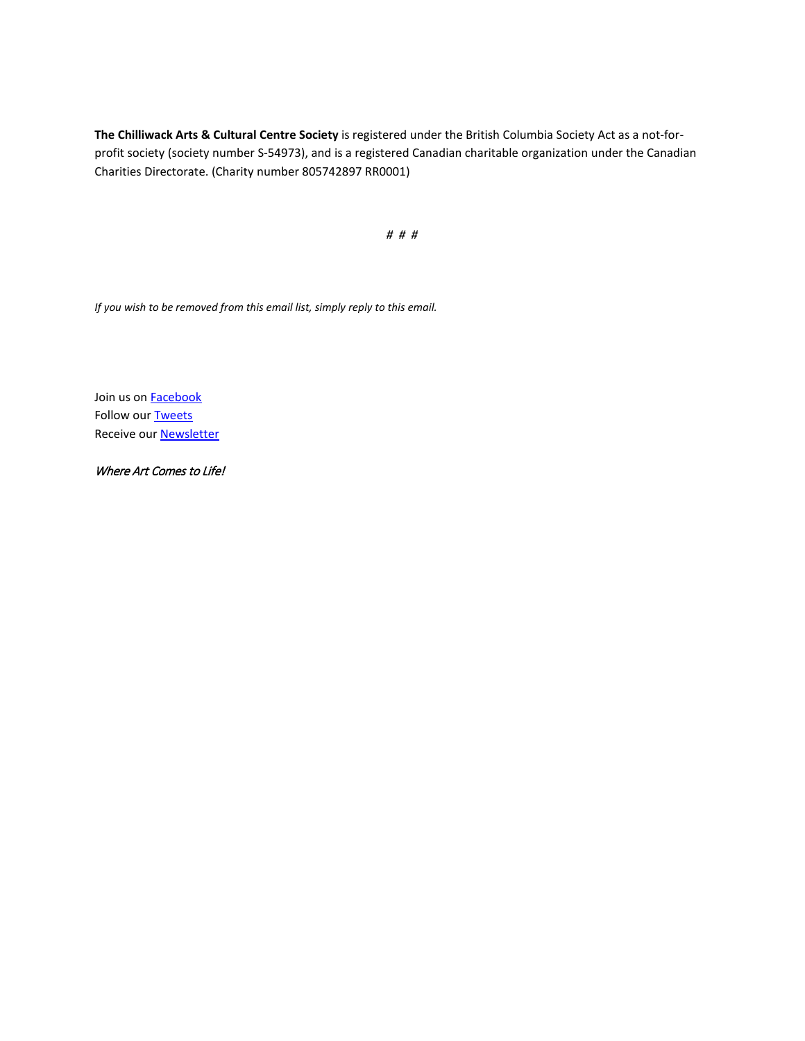**The Chilliwack Arts & Cultural Centre Society** is registered under the British Columbia Society Act as a not-for-profit society (society number S-54973), and is a registered Canadian charitable organization under the Canadian Charities Directorate. (Charity number 805742897 RR0001)

*# # #*

*If you wish to be removed from this email list, simply reply to this email.*

Join us on Facebook
Follow our Tweets
Receive our Newsletter

*Where Art Comes to Life!*